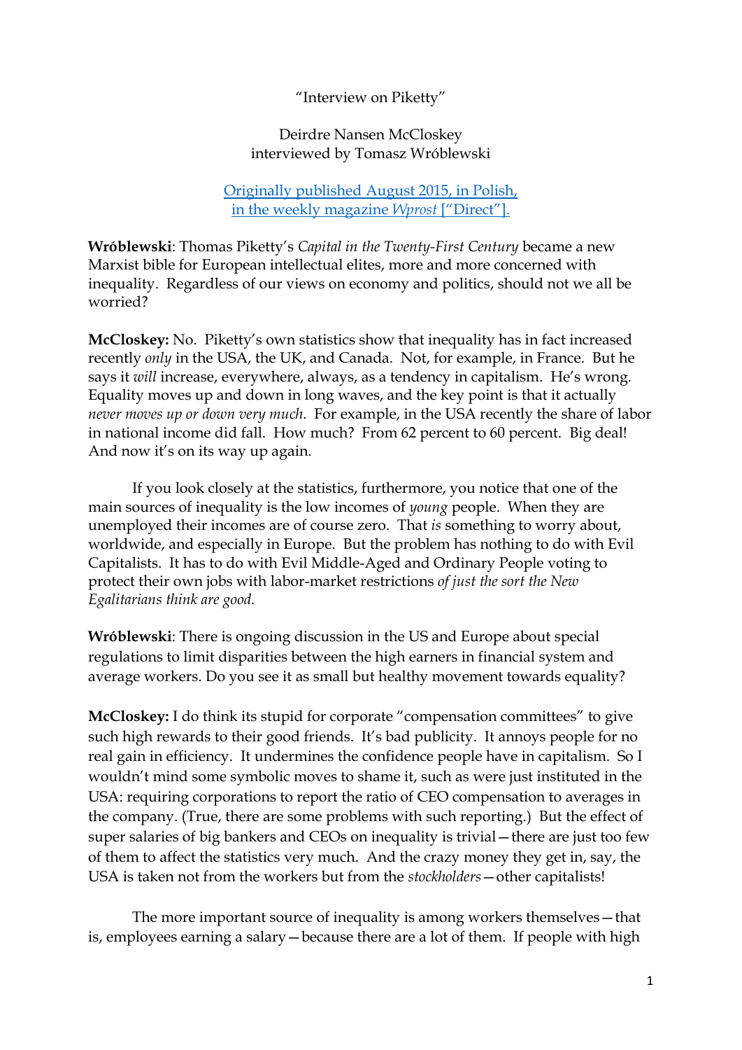"Interview on Piketty"

Deirdre Nansen McCloskey
interviewed by Tomasz Wróblewski

[Originally published August 2015, in Polish, in the weekly magazine *Wprost* ["Direct"].]

**Wróblewski**: Thomas Piketty's *Capital in the Twenty-First Century* became a new Marxist bible for European intellectual elites, more and more concerned with inequality. Regardless of our views on economy and politics, should not we all be worried?

**McCloskey:** No. Piketty's own statistics show that inequality has in fact increased recently *only* in the USA, the UK, and Canada. Not, for example, in France. But he says it *will* increase, everywhere, always, as a tendency in capitalism. He's wrong. Equality moves up and down in long waves, and the key point is that it actually *never moves up or down very much*. For example, in the USA recently the share of labor in national income did fall. How much? From 62 percent to 60 percent. Big deal! And now it's on its way up again.

If you look closely at the statistics, furthermore, you notice that one of the main sources of inequality is the low incomes of *young* people. When they are unemployed their incomes are of course zero. That *is* something to worry about, worldwide, and especially in Europe. But the problem has nothing to do with Evil Capitalists. It has to do with Evil Middle-Aged and Ordinary People voting to protect their own jobs with labor-market restrictions *of just the sort the New Egalitarians think are good.*

**Wróblewski**: There is ongoing discussion in the US and Europe about special regulations to limit disparities between the high earners in financial system and average workers. Do you see it as small but healthy movement towards equality?

**McCloskey:** I do think its stupid for corporate "compensation committees" to give such high rewards to their good friends. It's bad publicity. It annoys people for no real gain in efficiency. It undermines the confidence people have in capitalism. So I wouldn't mind some symbolic moves to shame it, such as were just instituted in the USA: requiring corporations to report the ratio of CEO compensation to averages in the company. (True, there are some problems with such reporting.) But the effect of super salaries of big bankers and CEOs on inequality is trivial—there are just too few of them to affect the statistics very much. And the crazy money they get in, say, the USA is taken not from the workers but from the *stockholders*—other capitalists!

The more important source of inequality is among workers themselves—that is, employees earning a salary—because there are a lot of them. If people with high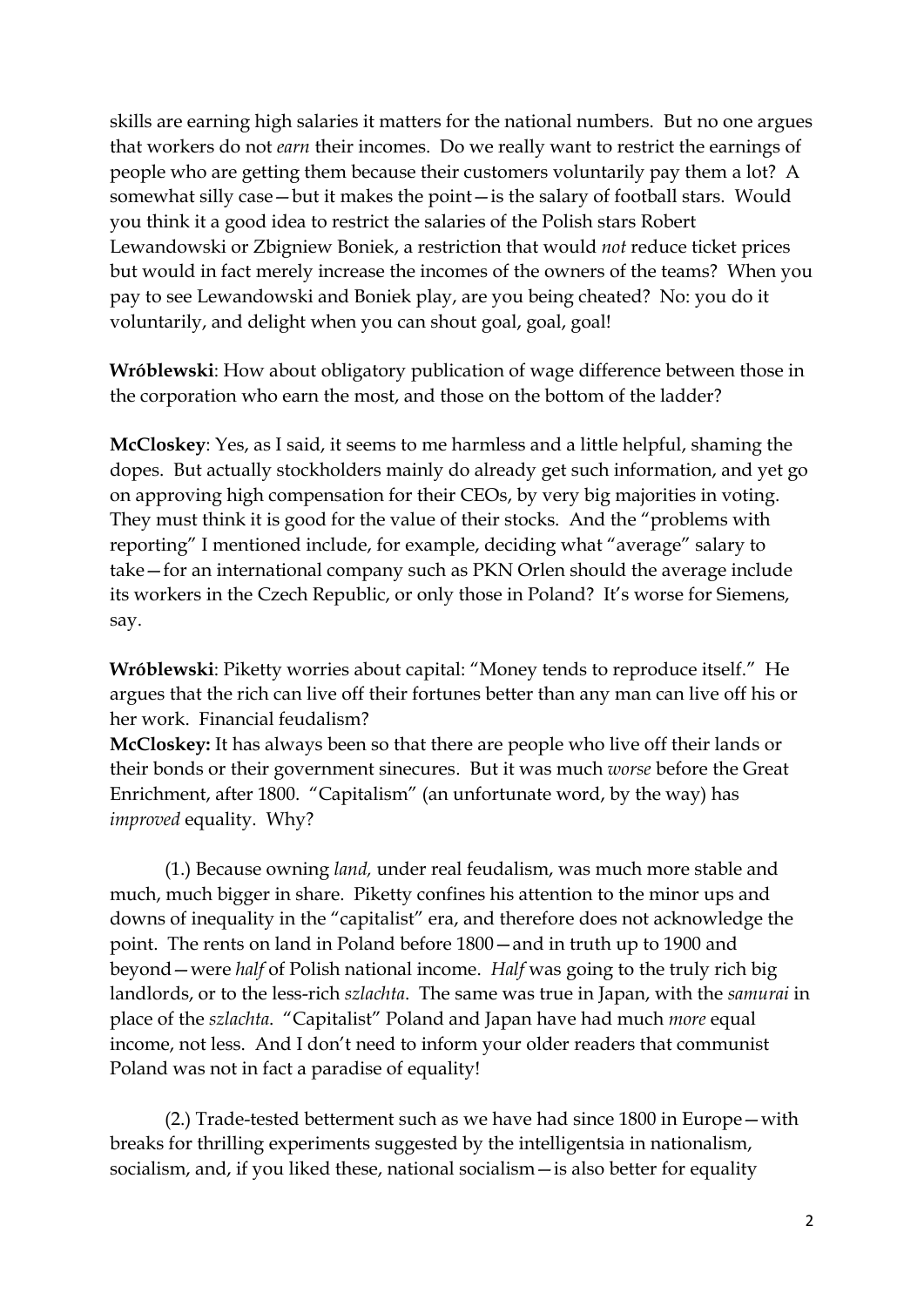skills are earning high salaries it matters for the national numbers. But no one argues that workers do not *earn* their incomes. Do we really want to restrict the earnings of people who are getting them because their customers voluntarily pay them a lot? A somewhat silly case—but it makes the point—is the salary of football stars. Would you think it a good idea to restrict the salaries of the Polish stars Robert Lewandowski or Zbigniew Boniek, a restriction that would *not* reduce ticket prices but would in fact merely increase the incomes of the owners of the teams? When you pay to see Lewandowski and Boniek play, are you being cheated? No: you do it voluntarily, and delight when you can shout goal, goal, goal!

**Wróblewski**: How about obligatory publication of wage difference between those in the corporation who earn the most, and those on the bottom of the ladder?

**McCloskey**: Yes, as I said, it seems to me harmless and a little helpful, shaming the dopes. But actually stockholders mainly do already get such information, and yet go on approving high compensation for their CEOs, by very big majorities in voting. They must think it is good for the value of their stocks. And the "problems with reporting" I mentioned include, for example, deciding what "average" salary to take—for an international company such as PKN Orlen should the average include its workers in the Czech Republic, or only those in Poland? It's worse for Siemens, say.

**Wróblewski**: Piketty worries about capital: "Money tends to reproduce itself." He argues that the rich can live off their fortunes better than any man can live off his or her work. Financial feudalism?

**McCloskey:** It has always been so that there are people who live off their lands or their bonds or their government sinecures. But it was much *worse* before the Great Enrichment, after 1800. "Capitalism" (an unfortunate word, by the way) has *improved* equality. Why?

(1.) Because owning *land,* under real feudalism, was much more stable and much, much bigger in share. Piketty confines his attention to the minor ups and downs of inequality in the "capitalist" era, and therefore does not acknowledge the point. The rents on land in Poland before 1800—and in truth up to 1900 and beyond—were *half* of Polish national income. *Half* was going to the truly rich big landlords, or to the less-rich *szlachta*. The same was true in Japan, with the *samurai* in place of the *szlachta.* "Capitalist" Poland and Japan have had much *more* equal income, not less. And I don't need to inform your older readers that communist Poland was not in fact a paradise of equality!

(2.) Trade-tested betterment such as we have had since 1800 in Europe—with breaks for thrilling experiments suggested by the intelligentsia in nationalism, socialism, and, if you liked these, national socialism—is also better for equality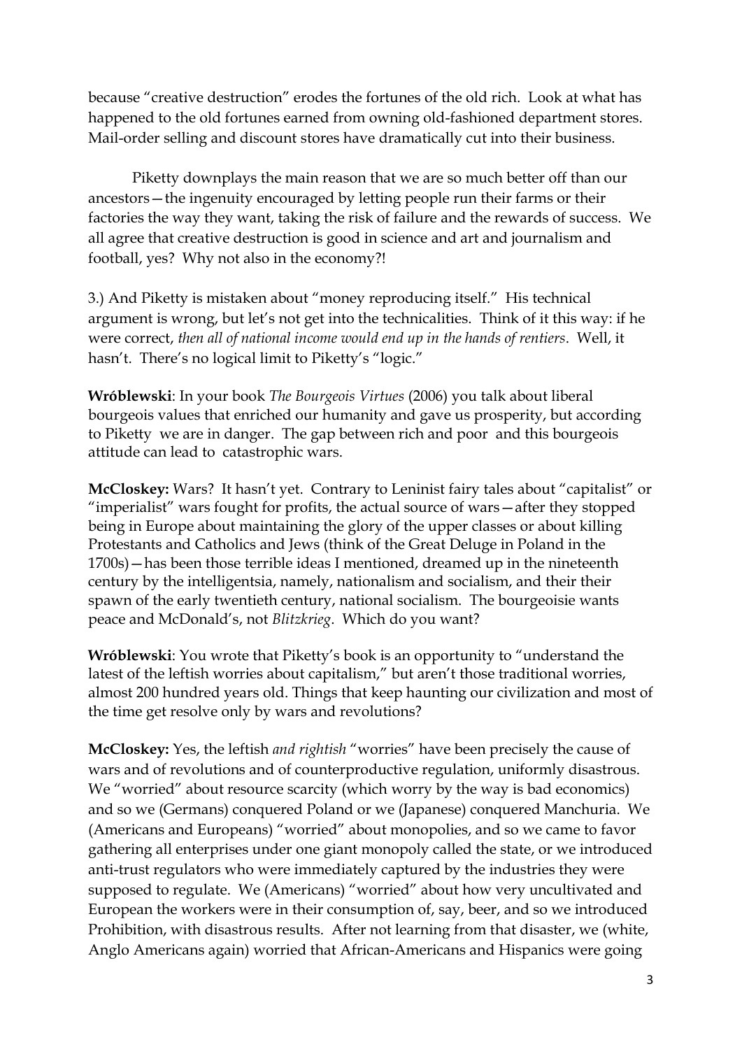because "creative destruction" erodes the fortunes of the old rich. Look at what has happened to the old fortunes earned from owning old-fashioned department stores. Mail-order selling and discount stores have dramatically cut into their business.

Piketty downplays the main reason that we are so much better off than our ancestors—the ingenuity encouraged by letting people run their farms or their factories the way they want, taking the risk of failure and the rewards of success. We all agree that creative destruction is good in science and art and journalism and football, yes? Why not also in the economy?!

3.) And Piketty is mistaken about "money reproducing itself." His technical argument is wrong, but let's not get into the technicalities. Think of it this way: if he were correct, *then all of national income would end up in the hands of rentiers*. Well, it hasn't. There's no logical limit to Piketty's "logic."

**Wróblewski**: In your book *The Bourgeois Virtues* (2006) you talk about liberal bourgeois values that enriched our humanity and gave us prosperity, but according to Piketty we are in danger. The gap between rich and poor and this bourgeois attitude can lead to catastrophic wars.

**McCloskey:** Wars? It hasn't yet. Contrary to Leninist fairy tales about "capitalist" or "imperialist" wars fought for profits, the actual source of wars—after they stopped being in Europe about maintaining the glory of the upper classes or about killing Protestants and Catholics and Jews (think of the Great Deluge in Poland in the 1700s)—has been those terrible ideas I mentioned, dreamed up in the nineteenth century by the intelligentsia, namely, nationalism and socialism, and their their spawn of the early twentieth century, national socialism. The bourgeoisie wants peace and McDonald's, not *Blitzkrieg*. Which do you want?

**Wróblewski**: You wrote that Piketty's book is an opportunity to "understand the latest of the leftish worries about capitalism," but aren't those traditional worries, almost 200 hundred years old. Things that keep haunting our civilization and most of the time get resolve only by wars and revolutions?

**McCloskey:** Yes, the leftish *and rightish* "worries" have been precisely the cause of wars and of revolutions and of counterproductive regulation, uniformly disastrous. We "worried" about resource scarcity (which worry by the way is bad economics) and so we (Germans) conquered Poland or we (Japanese) conquered Manchuria. We (Americans and Europeans) "worried" about monopolies, and so we came to favor gathering all enterprises under one giant monopoly called the state, or we introduced anti-trust regulators who were immediately captured by the industries they were supposed to regulate. We (Americans) "worried" about how very uncultivated and European the workers were in their consumption of, say, beer, and so we introduced Prohibition, with disastrous results. After not learning from that disaster, we (white, Anglo Americans again) worried that African-Americans and Hispanics were going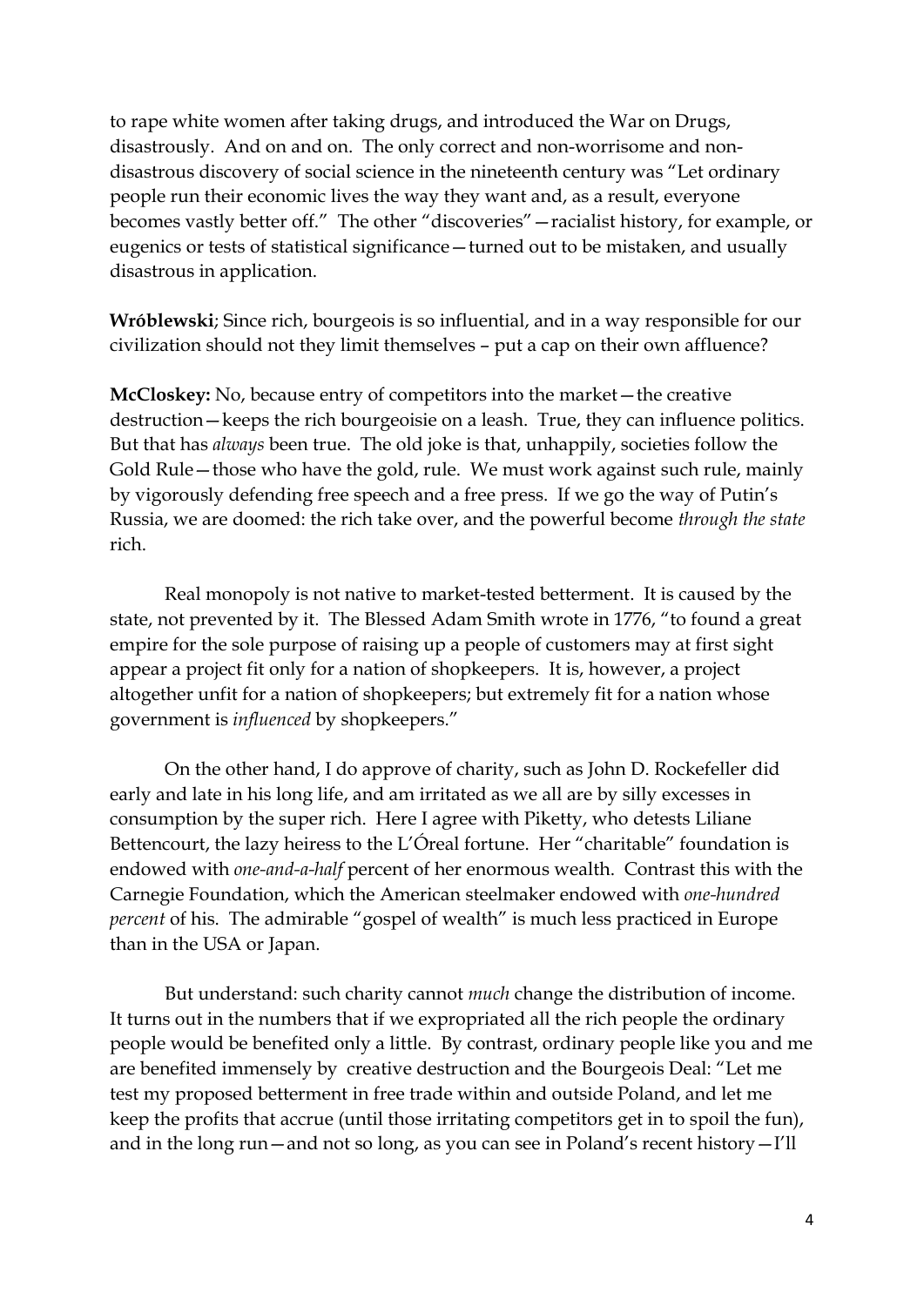to rape white women after taking drugs, and introduced the War on Drugs, disastrously. And on and on. The only correct and non-worrisome and non-disastrous discovery of social science in the nineteenth century was "Let ordinary people run their economic lives the way they want and, as a result, everyone becomes vastly better off." The other "discoveries"—racialist history, for example, or eugenics or tests of statistical significance—turned out to be mistaken, and usually disastrous in application.

**Wróblewski**; Since rich, bourgeois is so influential, and in a way responsible for our civilization should not they limit themselves – put a cap on their own affluence?

**McCloskey:** No, because entry of competitors into the market—the creative destruction—keeps the rich bourgeoisie on a leash. True, they can influence politics. But that has *always* been true. The old joke is that, unhappily, societies follow the Gold Rule—those who have the gold, rule. We must work against such rule, mainly by vigorously defending free speech and a free press. If we go the way of Putin's Russia, we are doomed: the rich take over, and the powerful become *through the state* rich.

Real monopoly is not native to market-tested betterment. It is caused by the state, not prevented by it. The Blessed Adam Smith wrote in 1776, "to found a great empire for the sole purpose of raising up a people of customers may at first sight appear a project fit only for a nation of shopkeepers. It is, however, a project altogether unfit for a nation of shopkeepers; but extremely fit for a nation whose government is *influenced* by shopkeepers."

On the other hand, I do approve of charity, such as John D. Rockefeller did early and late in his long life, and am irritated as we all are by silly excesses in consumption by the super rich. Here I agree with Piketty, who detests Liliane Bettencourt, the lazy heiress to the L'Óreal fortune. Her "charitable" foundation is endowed with *one-and-a-half* percent of her enormous wealth. Contrast this with the Carnegie Foundation, which the American steelmaker endowed with *one-hundred percent* of his. The admirable "gospel of wealth" is much less practiced in Europe than in the USA or Japan.

But understand: such charity cannot *much* change the distribution of income. It turns out in the numbers that if we expropriated all the rich people the ordinary people would be benefited only a little. By contrast, ordinary people like you and me are benefited immensely by creative destruction and the Bourgeois Deal: "Let me test my proposed betterment in free trade within and outside Poland, and let me keep the profits that accrue (until those irritating competitors get in to spoil the fun), and in the long run—and not so long, as you can see in Poland's recent history—I'll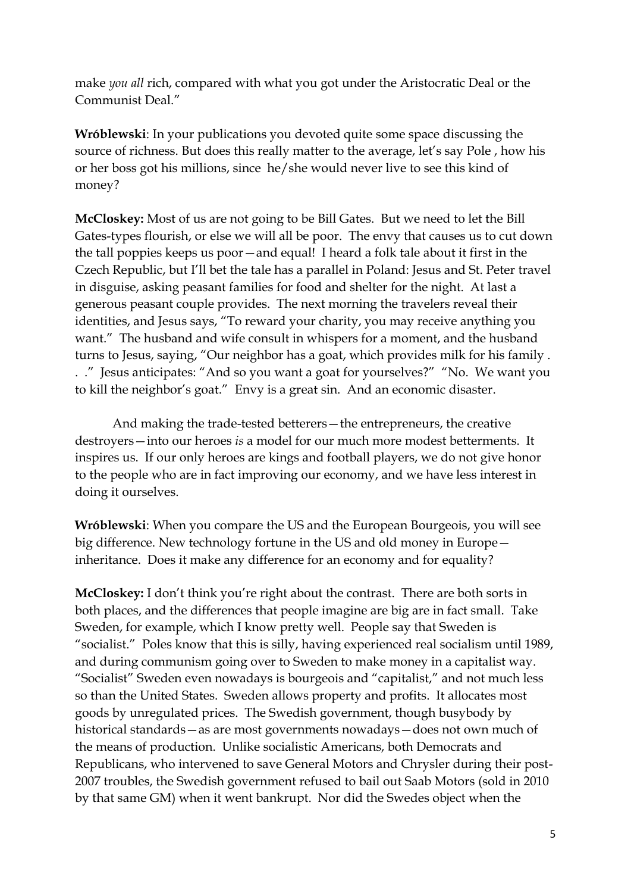make *you all* rich, compared with what you got under the Aristocratic Deal or the Communist Deal."

**Wróblewski**: In your publications you devoted quite some space discussing the source of richness. But does this really matter to the average, let's say Pole , how his or her boss got his millions, since he/she would never live to see this kind of money?

**McCloskey:** Most of us are not going to be Bill Gates. But we need to let the Bill Gates-types flourish, or else we will all be poor. The envy that causes us to cut down the tall poppies keeps us poor—and equal! I heard a folk tale about it first in the Czech Republic, but I'll bet the tale has a parallel in Poland: Jesus and St. Peter travel in disguise, asking peasant families for food and shelter for the night. At last a generous peasant couple provides. The next morning the travelers reveal their identities, and Jesus says, "To reward your charity, you may receive anything you want." The husband and wife consult in whispers for a moment, and the husband turns to Jesus, saying, "Our neighbor has a goat, which provides milk for his family . . ." Jesus anticipates: "And so you want a goat for yourselves?" "No. We want you to kill the neighbor's goat." Envy is a great sin. And an economic disaster.

And making the trade-tested betterers—the entrepreneurs, the creative destroyers—into our heroes *is* a model for our much more modest betterments. It inspires us. If our only heroes are kings and football players, we do not give honor to the people who are in fact improving our economy, and we have less interest in doing it ourselves.

**Wróblewski**: When you compare the US and the European Bourgeois, you will see big difference. New technology fortune in the US and old money in Europe—inheritance. Does it make any difference for an economy and for equality?

**McCloskey:** I don't think you're right about the contrast. There are both sorts in both places, and the differences that people imagine are big are in fact small. Take Sweden, for example, which I know pretty well. People say that Sweden is "socialist." Poles know that this is silly, having experienced real socialism until 1989, and during communism going over to Sweden to make money in a capitalist way. "Socialist" Sweden even nowadays is bourgeois and "capitalist," and not much less so than the United States. Sweden allows property and profits. It allocates most goods by unregulated prices. The Swedish government, though busybody by historical standards—as are most governments nowadays—does not own much of the means of production. Unlike socialistic Americans, both Democrats and Republicans, who intervened to save General Motors and Chrysler during their post-2007 troubles, the Swedish government refused to bail out Saab Motors (sold in 2010 by that same GM) when it went bankrupt. Nor did the Swedes object when the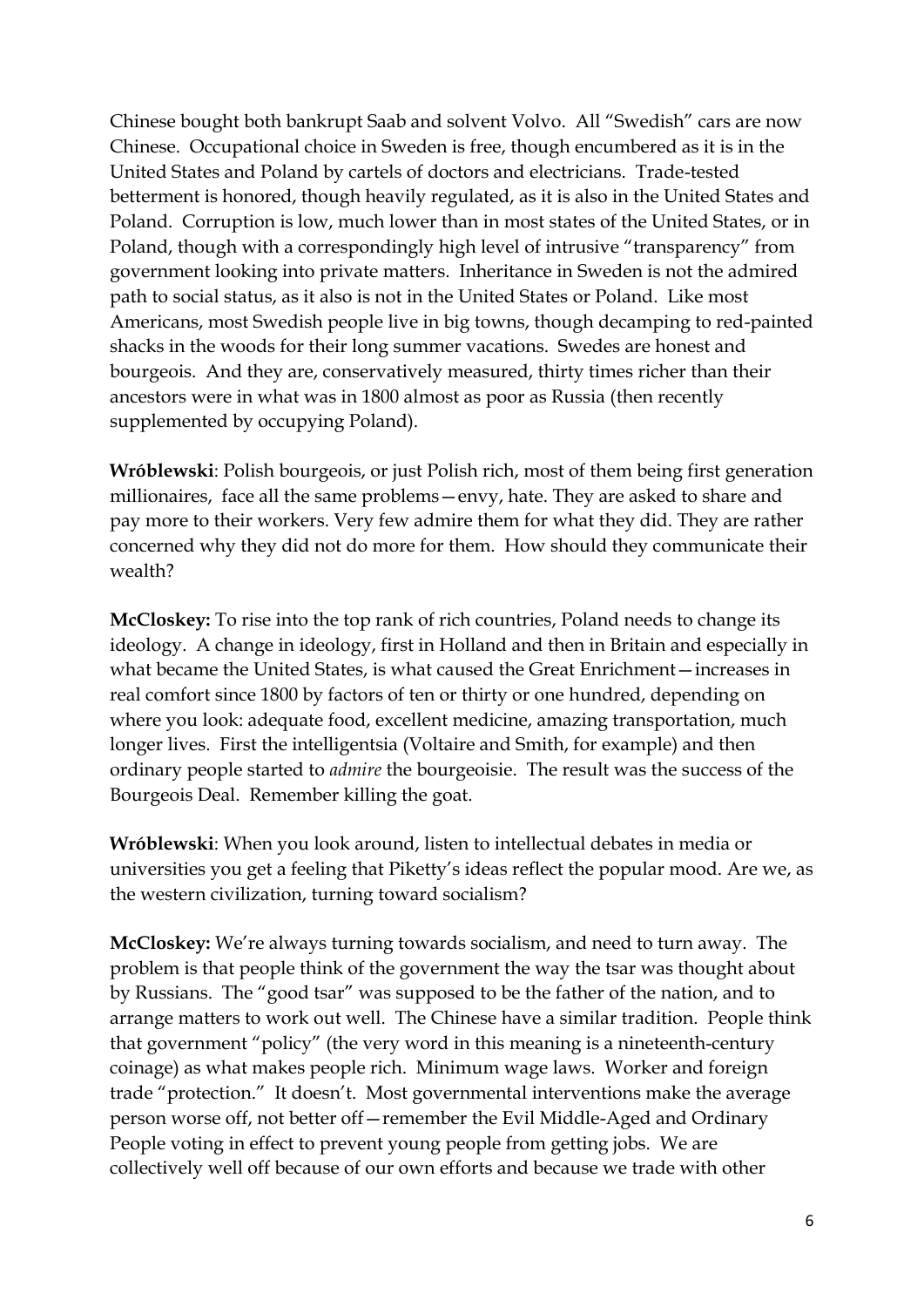Chinese bought both bankrupt Saab and solvent Volvo. All "Swedish" cars are now Chinese. Occupational choice in Sweden is free, though encumbered as it is in the United States and Poland by cartels of doctors and electricians. Trade-tested betterment is honored, though heavily regulated, as it is also in the United States and Poland. Corruption is low, much lower than in most states of the United States, or in Poland, though with a correspondingly high level of intrusive "transparency" from government looking into private matters. Inheritance in Sweden is not the admired path to social status, as it also is not in the United States or Poland. Like most Americans, most Swedish people live in big towns, though decamping to red-painted shacks in the woods for their long summer vacations. Swedes are honest and bourgeois. And they are, conservatively measured, thirty times richer than their ancestors were in what was in 1800 almost as poor as Russia (then recently supplemented by occupying Poland).

**Wróblewski**: Polish bourgeois, or just Polish rich, most of them being first generation millionaires, face all the same problems—envy, hate. They are asked to share and pay more to their workers. Very few admire them for what they did. They are rather concerned why they did not do more for them. How should they communicate their wealth?

**McCloskey:** To rise into the top rank of rich countries, Poland needs to change its ideology. A change in ideology, first in Holland and then in Britain and especially in what became the United States, is what caused the Great Enrichment—increases in real comfort since 1800 by factors of ten or thirty or one hundred, depending on where you look: adequate food, excellent medicine, amazing transportation, much longer lives. First the intelligentsia (Voltaire and Smith, for example) and then ordinary people started to *admire* the bourgeoisie. The result was the success of the Bourgeois Deal. Remember killing the goat.

**Wróblewski**: When you look around, listen to intellectual debates in media or universities you get a feeling that Piketty's ideas reflect the popular mood. Are we, as the western civilization, turning toward socialism?

**McCloskey:** We're always turning towards socialism, and need to turn away. The problem is that people think of the government the way the tsar was thought about by Russians. The "good tsar" was supposed to be the father of the nation, and to arrange matters to work out well. The Chinese have a similar tradition. People think that government "policy" (the very word in this meaning is a nineteenth-century coinage) as what makes people rich. Minimum wage laws. Worker and foreign trade "protection." It doesn't. Most governmental interventions make the average person worse off, not better off—remember the Evil Middle-Aged and Ordinary People voting in effect to prevent young people from getting jobs. We are collectively well off because of our own efforts and because we trade with other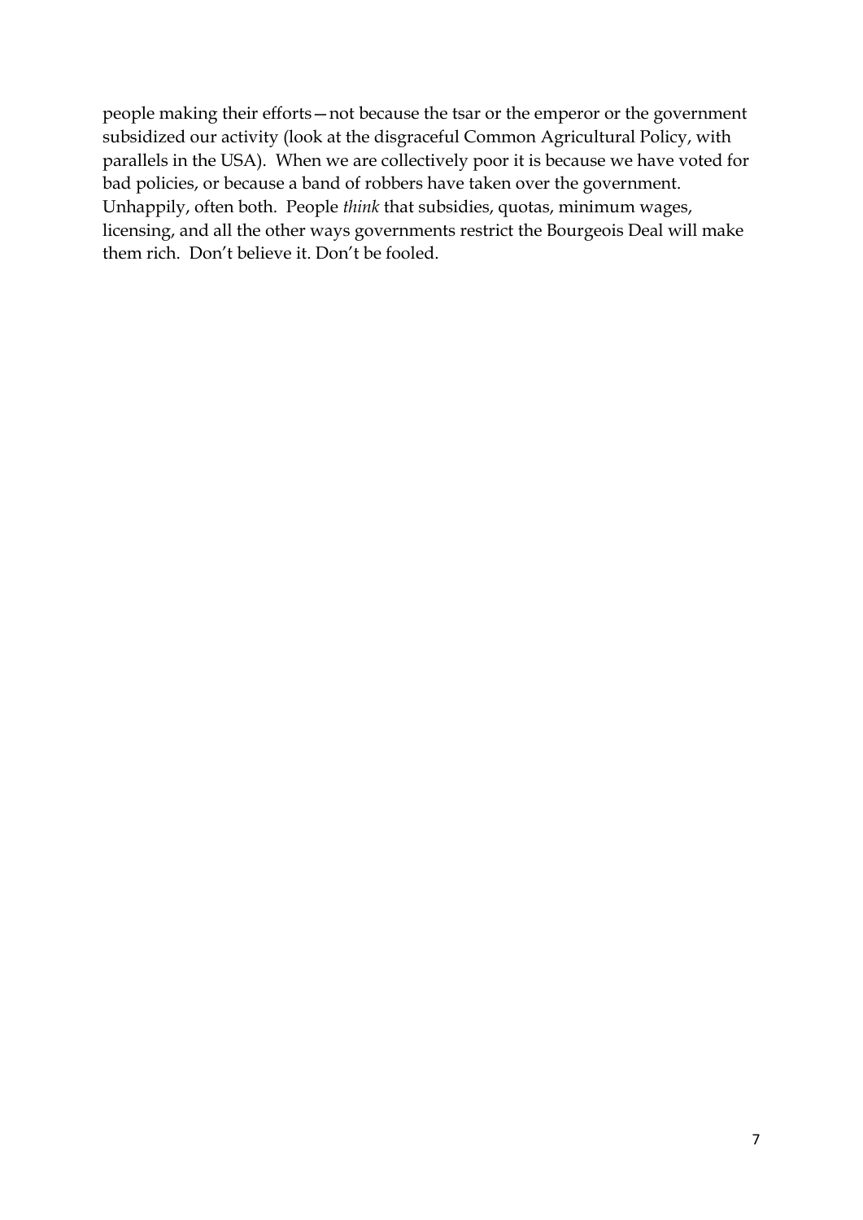people making their efforts—not because the tsar or the emperor or the government subsidized our activity (look at the disgraceful Common Agricultural Policy, with parallels in the USA). When we are collectively poor it is because we have voted for bad policies, or because a band of robbers have taken over the government. Unhappily, often both. People *think* that subsidies, quotas, minimum wages, licensing, and all the other ways governments restrict the Bourgeois Deal will make them rich. Don't believe it. Don't be fooled.